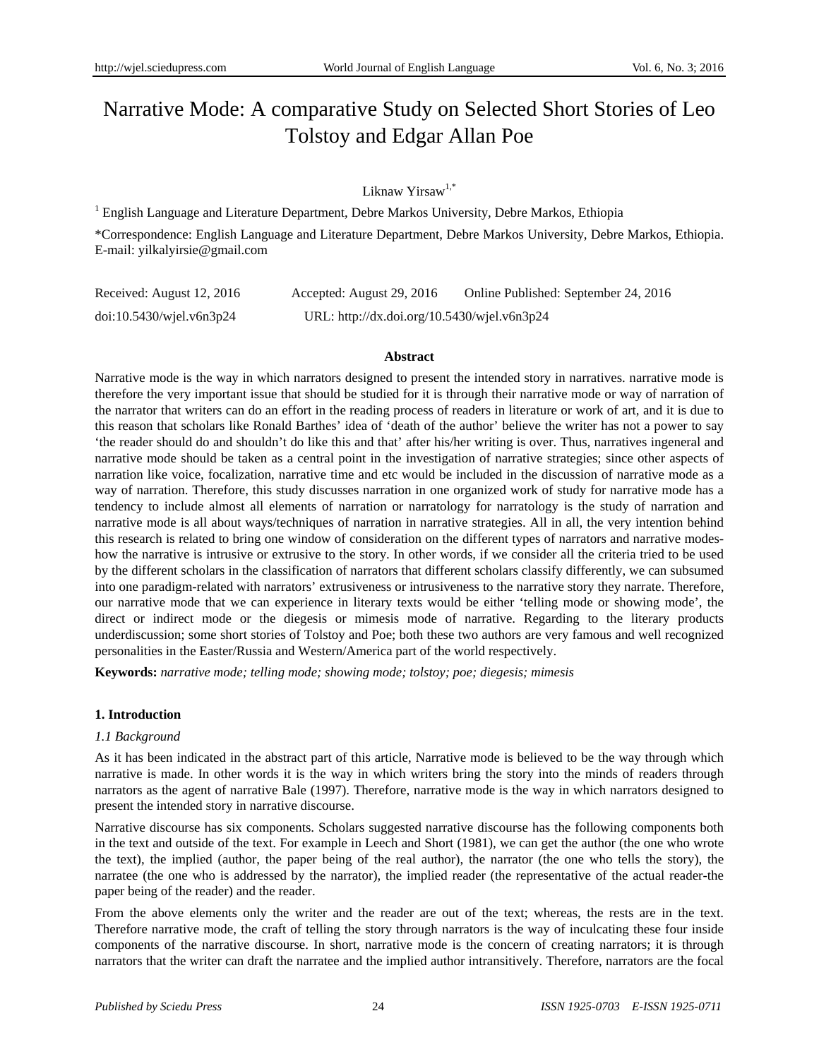# Narrative Mode: A comparative Study on Selected Short Stories of Leo Tolstoy and Edgar Allan Poe

Liknaw Yirsaw[1,*]

[1] English Language and Literature Department, Debre Markos University, Debre Markos, Ethiopia

*Correspondence: English Language and Literature Department, Debre Markos University, Debre Markos, Ethiopia. E-mail: yilkalyirsie@gmail.com

Received: August 12, 2016 Accepted: August 29, 2016 Online Published: September 24, 2016

doi:10.5430/wjel.v6n3p24 URL: http://dx.doi.org/10.5430/wjel.v6n3p24

## Abstract

Narrative mode is the way in which narrators designed to present the intended story in narratives. narrative mode is therefore the very important issue that should be studied for it is through their narrative mode or way of narration of the narrator that writers can do an effort in the reading process of readers in literature or work of art, and it is due to this reason that scholars like Ronald Barthes' idea of 'death of the author' believe the writer has not a power to say 'the reader should do and shouldn't do like this and that' after his/her writing is over. Thus, narratives ingeneral and narrative mode should be taken as a central point in the investigation of narrative strategies; since other aspects of narration like voice, focalization, narrative time and etc would be included in the discussion of narrative mode as a way of narration. Therefore, this study discusses narration in one organized work of study for narrative mode has a tendency to include almost all elements of narration or narratology for narratology is the study of narration and narrative mode is all about ways/techniques of narration in narrative strategies. All in all, the very intention behind this research is related to bring one window of consideration on the different types of narrators and narrative modes-how the narrative is intrusive or extrusive to the story. In other words, if we consider all the criteria tried to be used by the different scholars in the classification of narrators that different scholars classify differently, we can subsumed into one paradigm-related with narrators' extrusiveness or intrusiveness to the narrative story they narrate. Therefore, our narrative mode that we can experience in literary texts would be either 'telling mode or showing mode', the direct or indirect mode or the diegesis or mimesis mode of narrative. Regarding to the literary products underdiscussion; some short stories of Tolstoy and Poe; both these two authors are very famous and well recognized personalities in the Easter/Russia and Western/America part of the world respectively.

**Keywords:** *narrative mode; telling mode; showing mode; tolstoy; poe; diegesis; mimesis*

## 1. Introduction

### *1.1 Background*

As it has been indicated in the abstract part of this article, Narrative mode is believed to be the way through which narrative is made. In other words it is the way in which writers bring the story into the minds of readers through narrators as the agent of narrative Bale (1997). Therefore, narrative mode is the way in which narrators designed to present the intended story in narrative discourse.

Narrative discourse has six components. Scholars suggested narrative discourse has the following components both in the text and outside of the text. For example in Leech and Short (1981), we can get the author (the one who wrote the text), the implied (author, the paper being of the real author), the narrator (the one who tells the story), the narratee (the one who is addressed by the narrator), the implied reader (the representative of the actual reader-the paper being of the reader) and the reader.

From the above elements only the writer and the reader are out of the text; whereas, the rests are in the text. Therefore narrative mode, the craft of telling the story through narrators is the way of inculcating these four inside components of the narrative discourse. In short, narrative mode is the concern of creating narrators; it is through narrators that the writer can draft the narratee and the implied author intransitively. Therefore, narrators are the focal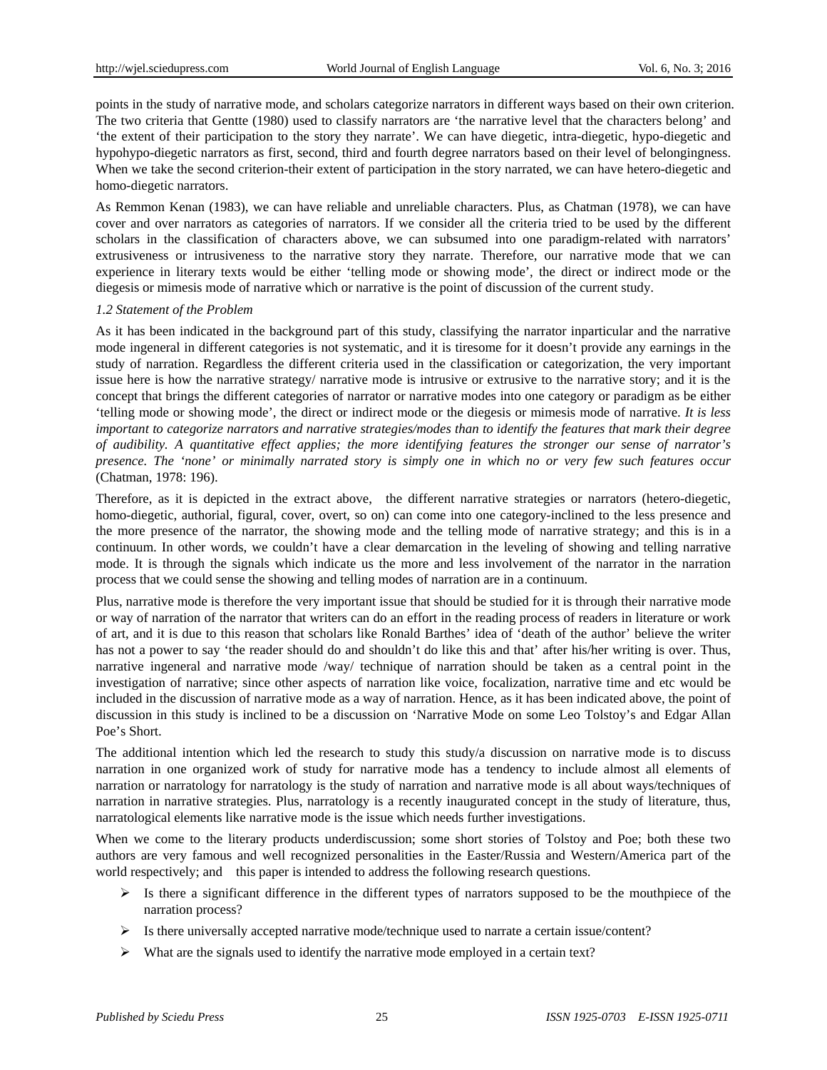points in the study of narrative mode, and scholars categorize narrators in different ways based on their own criterion. The two criteria that Gentte (1980) used to classify narrators are 'the narrative level that the characters belong' and 'the extent of their participation to the story they narrate'. We can have diegetic, intra-diegetic, hypo-diegetic and hypohypo-diegetic narrators as first, second, third and fourth degree narrators based on their level of belongingness. When we take the second criterion-their extent of participation in the story narrated, we can have hetero-diegetic and homo-diegetic narrators.

As Remmon Kenan (1983), we can have reliable and unreliable characters. Plus, as Chatman (1978), we can have cover and over narrators as categories of narrators. If we consider all the criteria tried to be used by the different scholars in the classification of characters above, we can subsumed into one paradigm-related with narrators' extrusiveness or intrusiveness to the narrative story they narrate. Therefore, our narrative mode that we can experience in literary texts would be either 'telling mode or showing mode', the direct or indirect mode or the diegesis or mimesis mode of narrative which or narrative is the point of discussion of the current study.

*1.2 Statement of the Problem*

As it has been indicated in the background part of this study, classifying the narrator inparticular and the narrative mode ingeneral in different categories is not systematic, and it is tiresome for it doesn't provide any earnings in the study of narration. Regardless the different criteria used in the classification or categorization, the very important issue here is how the narrative strategy/ narrative mode is intrusive or extrusive to the narrative story; and it is the concept that brings the different categories of narrator or narrative modes into one category or paradigm as be either 'telling mode or showing mode', the direct or indirect mode or the diegesis or mimesis mode of narrative. *It is less important to categorize narrators and narrative strategies/modes than to identify the features that mark their degree of audibility. A quantitative effect applies; the more identifying features the stronger our sense of narrator's presence. The 'none' or minimally narrated story is simply one in which no or very few such features occur* (Chatman, 1978: 196).

Therefore, as it is depicted in the extract above, the different narrative strategies or narrators (hetero-diegetic, homo-diegetic, authorial, figural, cover, overt, so on) can come into one category-inclined to the less presence and the more presence of the narrator, the showing mode and the telling mode of narrative strategy; and this is in a continuum. In other words, we couldn't have a clear demarcation in the leveling of showing and telling narrative mode. It is through the signals which indicate us the more and less involvement of the narrator in the narration process that we could sense the showing and telling modes of narration are in a continuum.

Plus, narrative mode is therefore the very important issue that should be studied for it is through their narrative mode or way of narration of the narrator that writers can do an effort in the reading process of readers in literature or work of art, and it is due to this reason that scholars like Ronald Barthes' idea of 'death of the author' believe the writer has not a power to say 'the reader should do and shouldn't do like this and that' after his/her writing is over. Thus, narrative ingeneral and narrative mode /way/ technique of narration should be taken as a central point in the investigation of narrative; since other aspects of narration like voice, focalization, narrative time and etc would be included in the discussion of narrative mode as a way of narration. Hence, as it has been indicated above, the point of discussion in this study is inclined to be a discussion on 'Narrative Mode on some Leo Tolstoy's and Edgar Allan Poe's Short.

The additional intention which led the research to study this study/a discussion on narrative mode is to discuss narration in one organized work of study for narrative mode has a tendency to include almost all elements of narration or narratology for narratology is the study of narration and narrative mode is all about ways/techniques of narration in narrative strategies. Plus, narratology is a recently inaugurated concept in the study of literature, thus, narratological elements like narrative mode is the issue which needs further investigations.

When we come to the literary products underdiscussion; some short stories of Tolstoy and Poe; both these two authors are very famous and well recognized personalities in the Easter/Russia and Western/America part of the world respectively; and this paper is intended to address the following research questions.

- Is there a significant difference in the different types of narrators supposed to be the mouthpiece of the narration process?
- Is there universally accepted narrative mode/technique used to narrate a certain issue/content?
- What are the signals used to identify the narrative mode employed in a certain text?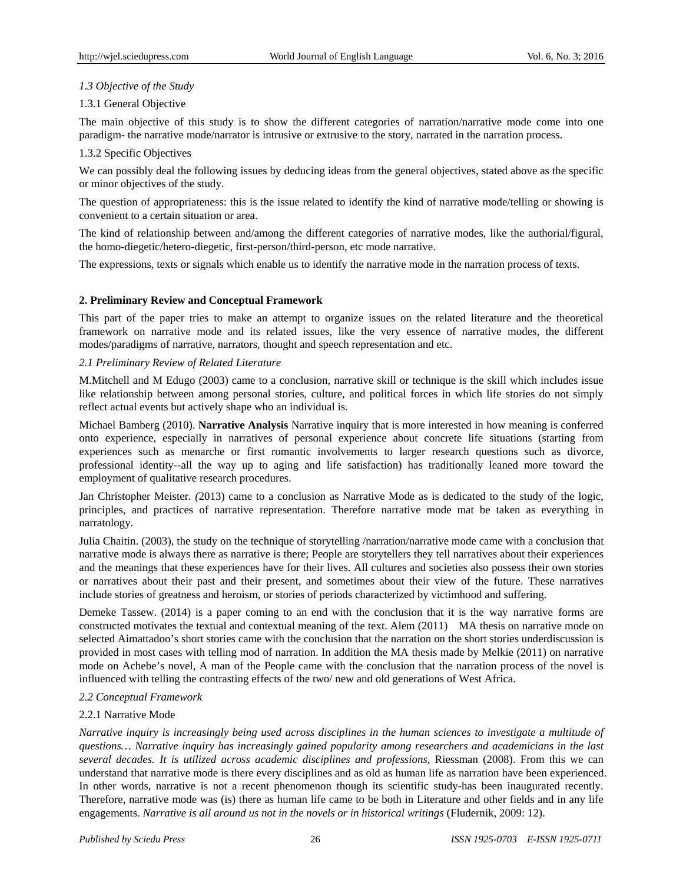*1.3 Objective of the Study*

1.3.1 General Objective

The main objective of this study is to show the different categories of narration/narrative mode come into one paradigm- the narrative mode/narrator is intrusive or extrusive to the story, narrated in the narration process.

1.3.2 Specific Objectives

We can possibly deal the following issues by deducing ideas from the general objectives, stated above as the specific or minor objectives of the study.

The question of appropriateness: this is the issue related to identify the kind of narrative mode/telling or showing is convenient to a certain situation or area.

The kind of relationship between and/among the different categories of narrative modes, like the authorial/figural, the homo-diegetic/hetero-diegetic, first-person/third-person, etc mode narrative.

The expressions, texts or signals which enable us to identify the narrative mode in the narration process of texts.

## 2. Preliminary Review and Conceptual Framework

This part of the paper tries to make an attempt to organize issues on the related literature and the theoretical framework on narrative mode and its related issues, like the very essence of narrative modes, the different modes/paradigms of narrative, narrators, thought and speech representation and etc.

*2.1 Preliminary Review of Related Literature*

M.Mitchell and M Edugo (2003) came to a conclusion, narrative skill or technique is the skill which includes issue like relationship between among personal stories, culture, and political forces in which life stories do not simply reflect actual events but actively shape who an individual is.

Michael Bamberg (2010). **Narrative Analysis** Narrative inquiry that is more interested in how meaning is conferred onto experience, especially in narratives of personal experience about concrete life situations (starting from experiences such as menarche or first romantic involvements to larger research questions such as divorce, professional identity--all the way up to aging and life satisfaction) has traditionally leaned more toward the employment of qualitative research procedures.

Jan Christopher Meister. *(*2013) came to a conclusion as Narrative Mode as is dedicated to the study of the logic, principles, and practices of narrative representation. Therefore narrative mode mat be taken as everything in narratology.

Julia Chaitin. (2003), the study on the technique of storytelling /narration/narrative mode came with a conclusion that narrative mode is always there as narrative is there; People are storytellers they tell narratives about their experiences and the meanings that these experiences have for their lives. All cultures and societies also possess their own stories or narratives about their past and their present, and sometimes about their view of the future. These narratives include stories of greatness and heroism, or stories of periods characterized by victimhood and suffering.

Demeke Tassew. (2014) is a paper coming to an end with the conclusion that it is the way narrative forms are constructed motivates the textual and contextual meaning of the text. Alem (2011) MA thesis on narrative mode on selected Aimattadoo's short stories came with the conclusion that the narration on the short stories underdiscussion is provided in most cases with telling mod of narration. In addition the MA thesis made by Melkie (2011) on narrative mode on Achebe's novel, A man of the People came with the conclusion that the narration process of the novel is influenced with telling the contrasting effects of the two/ new and old generations of West Africa.

*2.2 Conceptual Framework*

2.2.1 Narrative Mode

*Narrative inquiry is increasingly being used across disciplines in the human sciences to investigate a multitude of questions… Narrative inquiry has increasingly gained popularity among researchers and academicians in the last several decades. It is utilized across academic disciplines and professions*, Riessman (2008). From this we can understand that narrative mode is there every disciplines and as old as human life as narration have been experienced. In other words, narrative is not a recent phenomenon though its scientific study-has been inaugurated recently. Therefore, narrative mode was (is) there as human life came to be both in Literature and other fields and in any life engagements. *Narrative is all around us not in the novels or in historical writings* (Fludernik, 2009: 12).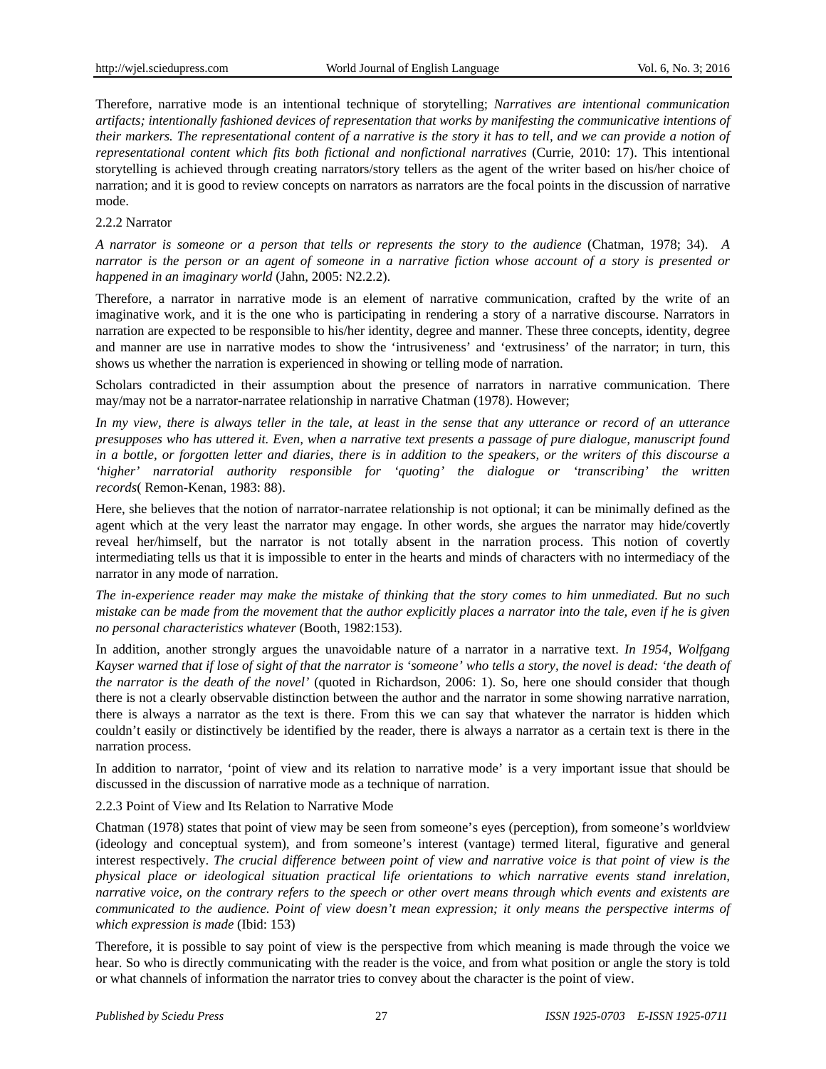Therefore, narrative mode is an intentional technique of storytelling; *Narratives are intentional communication artifacts; intentionally fashioned devices of representation that works by manifesting the communicative intentions of their markers. The representational content of a narrative is the story it has to tell, and we can provide a notion of representational content which fits both fictional and nonfictional narratives* (Currie, 2010: 17). This intentional storytelling is achieved through creating narrators/story tellers as the agent of the writer based on his/her choice of narration; and it is good to review concepts on narrators as narrators are the focal points in the discussion of narrative mode.

### 2.2.2 Narrator

*A narrator is someone or a person that tells or represents the story to the audience* (Chatman, 1978; 34). *A narrator is the person or an agent of someone in a narrative fiction whose account of a story is presented or happened in an imaginary world* (Jahn, 2005: N2.2.2).

Therefore, a narrator in narrative mode is an element of narrative communication, crafted by the write of an imaginative work, and it is the one who is participating in rendering a story of a narrative discourse. Narrators in narration are expected to be responsible to his/her identity, degree and manner. These three concepts, identity, degree and manner are use in narrative modes to show the 'intrusiveness' and 'extrusiness' of the narrator; in turn, this shows us whether the narration is experienced in showing or telling mode of narration.

Scholars contradicted in their assumption about the presence of narrators in narrative communication. There may/may not be a narrator-narratee relationship in narrative Chatman (1978). However;

*In my view, there is always teller in the tale, at least in the sense that any utterance or record of an utterance presupposes who has uttered it. Even, when a narrative text presents a passage of pure dialogue, manuscript found in a bottle, or forgotten letter and diaries, there is in addition to the speakers, or the writers of this discourse a 'higher' narratorial authority responsible for 'quoting' the dialogue or 'transcribing' the written records*( Remon-Kenan, 1983: 88).

Here, she believes that the notion of narrator-narratee relationship is not optional; it can be minimally defined as the agent which at the very least the narrator may engage. In other words, she argues the narrator may hide/covertly reveal her/himself, but the narrator is not totally absent in the narration process. This notion of covertly intermediating tells us that it is impossible to enter in the hearts and minds of characters with no intermediacy of the narrator in any mode of narration.

*The in-experience reader may make the mistake of thinking that the story comes to him unmediated. But no such mistake can be made from the movement that the author explicitly places a narrator into the tale, even if he is given no personal characteristics whatever* (Booth, 1982:153).

In addition, another strongly argues the unavoidable nature of a narrator in a narrative text. *In 1954, Wolfgang Kayser warned that if lose of sight of that the narrator is 'someone' who tells a story, the novel is dead: 'the death of the narrator is the death of the novel'* (quoted in Richardson, 2006: 1). So, here one should consider that though there is not a clearly observable distinction between the author and the narrator in some showing narrative narration, there is always a narrator as the text is there. From this we can say that whatever the narrator is hidden which couldn't easily or distinctively be identified by the reader, there is always a narrator as a certain text is there in the narration process.

In addition to narrator, 'point of view and its relation to narrative mode' is a very important issue that should be discussed in the discussion of narrative mode as a technique of narration.

### 2.2.3 Point of View and Its Relation to Narrative Mode

Chatman (1978) states that point of view may be seen from someone's eyes (perception), from someone's worldview (ideology and conceptual system), and from someone's interest (vantage) termed literal, figurative and general interest respectively. *The crucial difference between point of view and narrative voice is that point of view is the physical place or ideological situation practical life orientations to which narrative events stand inrelation, narrative voice, on the contrary refers to the speech or other overt means through which events and existents are communicated to the audience. Point of view doesn't mean expression; it only means the perspective interms of which expression is made* (Ibid: 153)

Therefore, it is possible to say point of view is the perspective from which meaning is made through the voice we hear. So who is directly communicating with the reader is the voice, and from what position or angle the story is told or what channels of information the narrator tries to convey about the character is the point of view.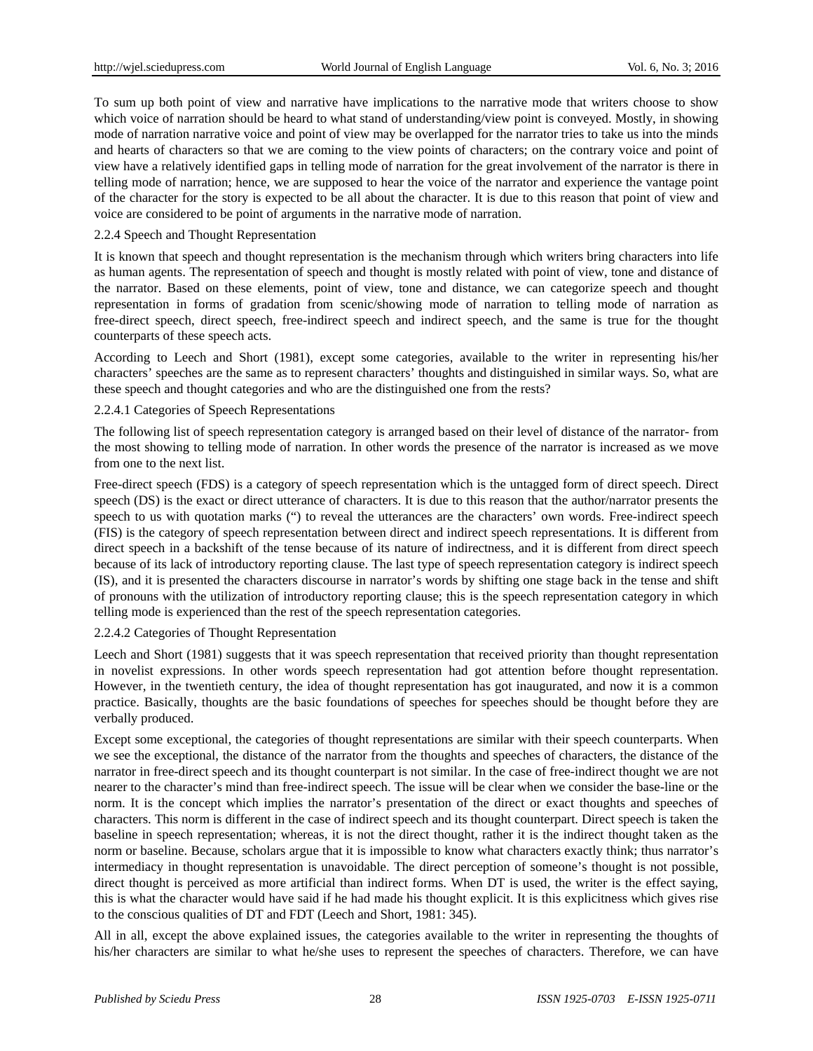To sum up both point of view and narrative have implications to the narrative mode that writers choose to show which voice of narration should be heard to what stand of understanding/view point is conveyed. Mostly, in showing mode of narration narrative voice and point of view may be overlapped for the narrator tries to take us into the minds and hearts of characters so that we are coming to the view points of characters; on the contrary voice and point of view have a relatively identified gaps in telling mode of narration for the great involvement of the narrator is there in telling mode of narration; hence, we are supposed to hear the voice of the narrator and experience the vantage point of the character for the story is expected to be all about the character. It is due to this reason that point of view and voice are considered to be point of arguments in the narrative mode of narration.

### 2.2.4 Speech and Thought Representation

It is known that speech and thought representation is the mechanism through which writers bring characters into life as human agents. The representation of speech and thought is mostly related with point of view, tone and distance of the narrator. Based on these elements, point of view, tone and distance, we can categorize speech and thought representation in forms of gradation from scenic/showing mode of narration to telling mode of narration as free-direct speech, direct speech, free-indirect speech and indirect speech, and the same is true for the thought counterparts of these speech acts.

According to Leech and Short (1981), except some categories, available to the writer in representing his/her characters' speeches are the same as to represent characters' thoughts and distinguished in similar ways. So, what are these speech and thought categories and who are the distinguished one from the rests?

#### 2.2.4.1 Categories of Speech Representations

The following list of speech representation category is arranged based on their level of distance of the narrator- from the most showing to telling mode of narration. In other words the presence of the narrator is increased as we move from one to the next list.

Free-direct speech (FDS) is a category of speech representation which is the untagged form of direct speech. Direct speech (DS) is the exact or direct utterance of characters. It is due to this reason that the author/narrator presents the speech to us with quotation marks (") to reveal the utterances are the characters' own words. Free-indirect speech (FIS) is the category of speech representation between direct and indirect speech representations. It is different from direct speech in a backshift of the tense because of its nature of indirectness, and it is different from direct speech because of its lack of introductory reporting clause. The last type of speech representation category is indirect speech (IS), and it is presented the characters discourse in narrator's words by shifting one stage back in the tense and shift of pronouns with the utilization of introductory reporting clause; this is the speech representation category in which telling mode is experienced than the rest of the speech representation categories.

#### 2.2.4.2 Categories of Thought Representation

Leech and Short (1981) suggests that it was speech representation that received priority than thought representation in novelist expressions. In other words speech representation had got attention before thought representation. However, in the twentieth century, the idea of thought representation has got inaugurated, and now it is a common practice. Basically, thoughts are the basic foundations of speeches for speeches should be thought before they are verbally produced.

Except some exceptional, the categories of thought representations are similar with their speech counterparts. When we see the exceptional, the distance of the narrator from the thoughts and speeches of characters, the distance of the narrator in free-direct speech and its thought counterpart is not similar. In the case of free-indirect thought we are not nearer to the character's mind than free-indirect speech. The issue will be clear when we consider the base-line or the norm. It is the concept which implies the narrator's presentation of the direct or exact thoughts and speeches of characters. This norm is different in the case of indirect speech and its thought counterpart. Direct speech is taken the baseline in speech representation; whereas, it is not the direct thought, rather it is the indirect thought taken as the norm or baseline. Because, scholars argue that it is impossible to know what characters exactly think; thus narrator's intermediacy in thought representation is unavoidable. The direct perception of someone's thought is not possible, direct thought is perceived as more artificial than indirect forms. When DT is used, the writer is the effect saying, this is what the character would have said if he had made his thought explicit. It is this explicitness which gives rise to the conscious qualities of DT and FDT (Leech and Short, 1981: 345).

All in all, except the above explained issues, the categories available to the writer in representing the thoughts of his/her characters are similar to what he/she uses to represent the speeches of characters. Therefore, we can have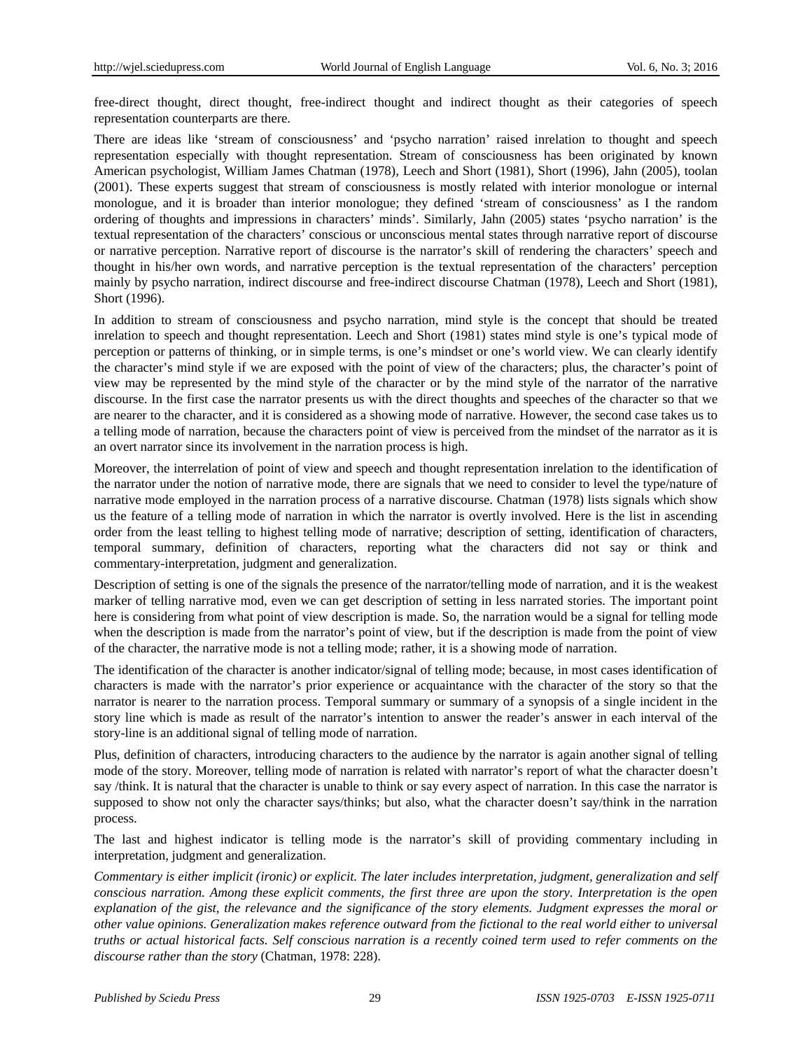free-direct thought, direct thought, free-indirect thought and indirect thought as their categories of speech representation counterparts are there.

There are ideas like 'stream of consciousness' and 'psycho narration' raised inrelation to thought and speech representation especially with thought representation. Stream of consciousness has been originated by known American psychologist, William James Chatman (1978), Leech and Short (1981), Short (1996), Jahn (2005), toolan (2001). These experts suggest that stream of consciousness is mostly related with interior monologue or internal monologue, and it is broader than interior monologue; they defined 'stream of consciousness' as I the random ordering of thoughts and impressions in characters' minds'. Similarly, Jahn (2005) states 'psycho narration' is the textual representation of the characters' conscious or unconscious mental states through narrative report of discourse or narrative perception. Narrative report of discourse is the narrator's skill of rendering the characters' speech and thought in his/her own words, and narrative perception is the textual representation of the characters' perception mainly by psycho narration, indirect discourse and free-indirect discourse Chatman (1978), Leech and Short (1981), Short (1996).

In addition to stream of consciousness and psycho narration, mind style is the concept that should be treated inrelation to speech and thought representation. Leech and Short (1981) states mind style is one's typical mode of perception or patterns of thinking, or in simple terms, is one's mindset or one's world view. We can clearly identify the character's mind style if we are exposed with the point of view of the characters; plus, the character's point of view may be represented by the mind style of the character or by the mind style of the narrator of the narrative discourse. In the first case the narrator presents us with the direct thoughts and speeches of the character so that we are nearer to the character, and it is considered as a showing mode of narrative. However, the second case takes us to a telling mode of narration, because the characters point of view is perceived from the mindset of the narrator as it is an overt narrator since its involvement in the narration process is high.

Moreover, the interrelation of point of view and speech and thought representation inrelation to the identification of the narrator under the notion of narrative mode, there are signals that we need to consider to level the type/nature of narrative mode employed in the narration process of a narrative discourse. Chatman (1978) lists signals which show us the feature of a telling mode of narration in which the narrator is overtly involved. Here is the list in ascending order from the least telling to highest telling mode of narrative; description of setting, identification of characters, temporal summary, definition of characters, reporting what the characters did not say or think and commentary-interpretation, judgment and generalization.

Description of setting is one of the signals the presence of the narrator/telling mode of narration, and it is the weakest marker of telling narrative mod, even we can get description of setting in less narrated stories. The important point here is considering from what point of view description is made. So, the narration would be a signal for telling mode when the description is made from the narrator's point of view, but if the description is made from the point of view of the character, the narrative mode is not a telling mode; rather, it is a showing mode of narration.

The identification of the character is another indicator/signal of telling mode; because, in most cases identification of characters is made with the narrator's prior experience or acquaintance with the character of the story so that the narrator is nearer to the narration process. Temporal summary or summary of a synopsis of a single incident in the story line which is made as result of the narrator's intention to answer the reader's answer in each interval of the story-line is an additional signal of telling mode of narration.

Plus, definition of characters, introducing characters to the audience by the narrator is again another signal of telling mode of the story. Moreover, telling mode of narration is related with narrator's report of what the character doesn't say /think. It is natural that the character is unable to think or say every aspect of narration. In this case the narrator is supposed to show not only the character says/thinks; but also, what the character doesn't say/think in the narration process.

The last and highest indicator is telling mode is the narrator's skill of providing commentary including in interpretation, judgment and generalization.

*Commentary is either implicit (ironic) or explicit. The later includes interpretation, judgment, generalization and self conscious narration. Among these explicit comments, the first three are upon the story. Interpretation is the open explanation of the gist, the relevance and the significance of the story elements. Judgment expresses the moral or other value opinions. Generalization makes reference outward from the fictional to the real world either to universal truths or actual historical facts. Self conscious narration is a recently coined term used to refer comments on the discourse rather than the story* (Chatman, 1978: 228).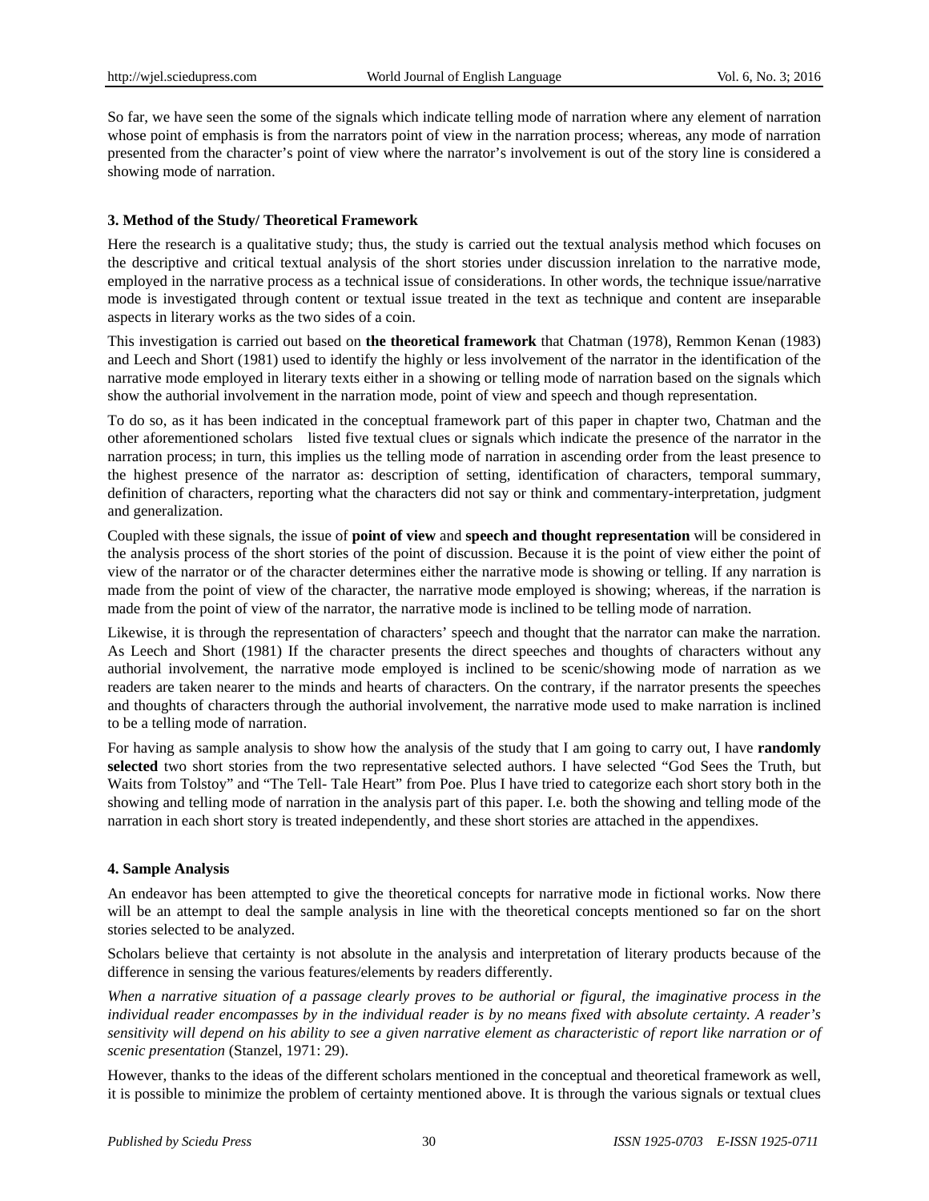So far, we have seen the some of the signals which indicate telling mode of narration where any element of narration whose point of emphasis is from the narrators point of view in the narration process; whereas, any mode of narration presented from the character's point of view where the narrator's involvement is out of the story line is considered a showing mode of narration.

### 3. Method of the Study/ Theoretical Framework

Here the research is a qualitative study; thus, the study is carried out the textual analysis method which focuses on the descriptive and critical textual analysis of the short stories under discussion inrelation to the narrative mode, employed in the narrative process as a technical issue of considerations. In other words, the technique issue/narrative mode is investigated through content or textual issue treated in the text as technique and content are inseparable aspects in literary works as the two sides of a coin.

This investigation is carried out based on **the theoretical framework** that Chatman (1978), Remmon Kenan (1983) and Leech and Short (1981) used to identify the highly or less involvement of the narrator in the identification of the narrative mode employed in literary texts either in a showing or telling mode of narration based on the signals which show the authorial involvement in the narration mode, point of view and speech and though representation.

To do so, as it has been indicated in the conceptual framework part of this paper in chapter two, Chatman and the other aforementioned scholars listed five textual clues or signals which indicate the presence of the narrator in the narration process; in turn, this implies us the telling mode of narration in ascending order from the least presence to the highest presence of the narrator as: description of setting, identification of characters, temporal summary, definition of characters, reporting what the characters did not say or think and commentary-interpretation, judgment and generalization.

Coupled with these signals, the issue of **point of view** and **speech and thought representation** will be considered in the analysis process of the short stories of the point of discussion. Because it is the point of view either the point of view of the narrator or of the character determines either the narrative mode is showing or telling. If any narration is made from the point of view of the character, the narrative mode employed is showing; whereas, if the narration is made from the point of view of the narrator, the narrative mode is inclined to be telling mode of narration.

Likewise, it is through the representation of characters' speech and thought that the narrator can make the narration. As Leech and Short (1981) If the character presents the direct speeches and thoughts of characters without any authorial involvement, the narrative mode employed is inclined to be scenic/showing mode of narration as we readers are taken nearer to the minds and hearts of characters. On the contrary, if the narrator presents the speeches and thoughts of characters through the authorial involvement, the narrative mode used to make narration is inclined to be a telling mode of narration.

For having as sample analysis to show how the analysis of the study that I am going to carry out, I have **randomly selected** two short stories from the two representative selected authors. I have selected "God Sees the Truth, but Waits from Tolstoy" and "The Tell- Tale Heart" from Poe. Plus I have tried to categorize each short story both in the showing and telling mode of narration in the analysis part of this paper. I.e. both the showing and telling mode of the narration in each short story is treated independently, and these short stories are attached in the appendixes.

### 4. Sample Analysis

An endeavor has been attempted to give the theoretical concepts for narrative mode in fictional works. Now there will be an attempt to deal the sample analysis in line with the theoretical concepts mentioned so far on the short stories selected to be analyzed.

Scholars believe that certainty is not absolute in the analysis and interpretation of literary products because of the difference in sensing the various features/elements by readers differently.

*When a narrative situation of a passage clearly proves to be authorial or figural, the imaginative process in the individual reader encompasses by in the individual reader is by no means fixed with absolute certainty. A reader's sensitivity will depend on his ability to see a given narrative element as characteristic of report like narration or of scenic presentation* (Stanzel, 1971: 29).

However, thanks to the ideas of the different scholars mentioned in the conceptual and theoretical framework as well, it is possible to minimize the problem of certainty mentioned above. It is through the various signals or textual clues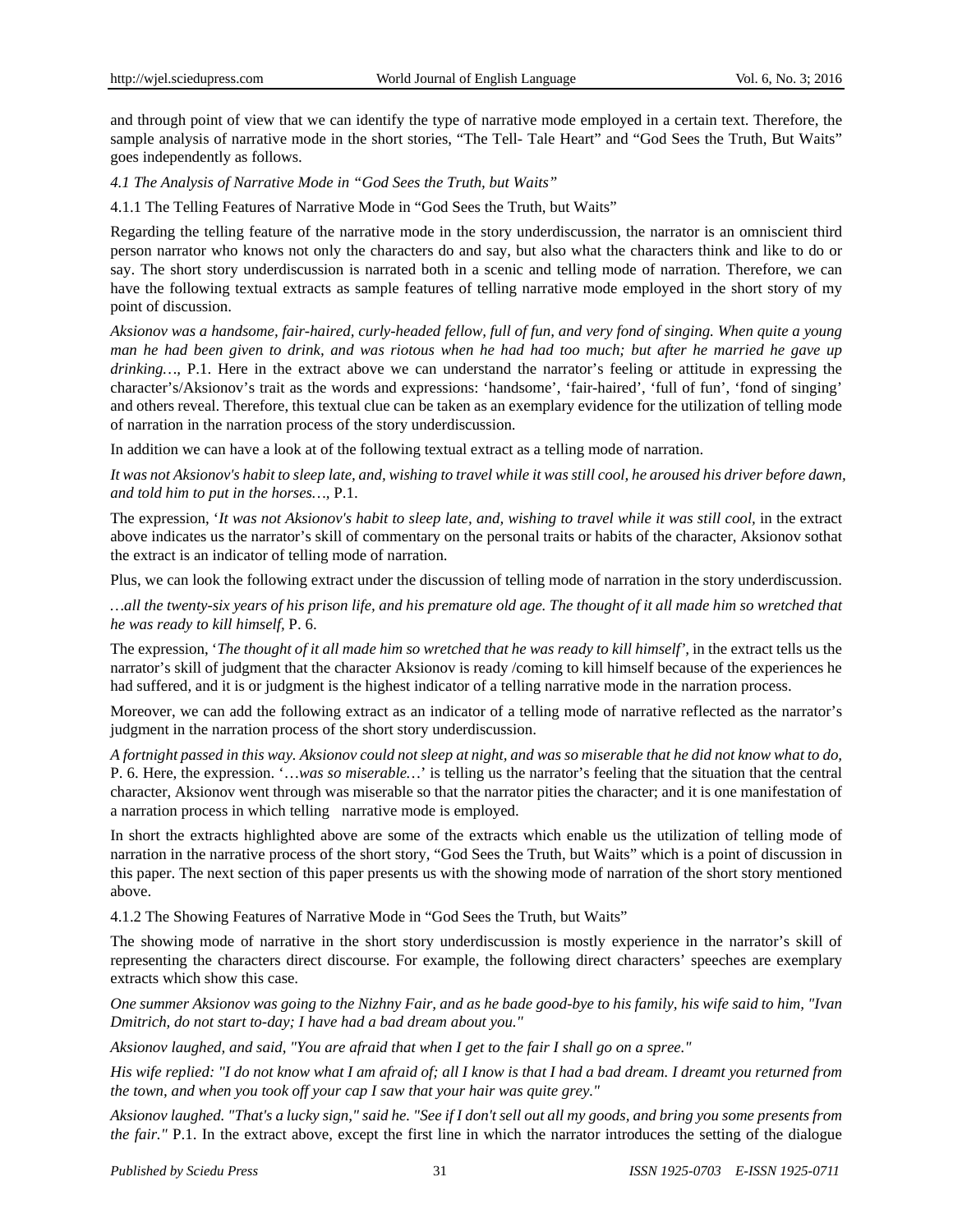and through point of view that we can identify the type of narrative mode employed in a certain text. Therefore, the sample analysis of narrative mode in the short stories, "The Tell- Tale Heart" and "God Sees the Truth, But Waits" goes independently as follows.

### *4.1 The Analysis of Narrative Mode in "God Sees the Truth, but Waits"*

#### 4.1.1 The Telling Features of Narrative Mode in "God Sees the Truth, but Waits"

Regarding the telling feature of the narrative mode in the story underdiscussion, the narrator is an omniscient third person narrator who knows not only the characters do and say, but also what the characters think and like to do or say. The short story underdiscussion is narrated both in a scenic and telling mode of narration. Therefore, we can have the following textual extracts as sample features of telling narrative mode employed in the short story of my point of discussion.

*Aksionov was a handsome, fair-haired, curly-headed fellow, full of fun, and very fond of singing. When quite a young man he had been given to drink, and was riotous when he had had too much; but after he married he gave up drinking…,* P.1. Here in the extract above we can understand the narrator's feeling or attitude in expressing the character's/Aksionov's trait as the words and expressions: 'handsome', 'fair-haired', 'full of fun', 'fond of singing' and others reveal. Therefore, this textual clue can be taken as an exemplary evidence for the utilization of telling mode of narration in the narration process of the story underdiscussion.

In addition we can have a look at of the following textual extract as a telling mode of narration.

*It was not Aksionov's habit to sleep late, and, wishing to travel while it was still cool, he aroused his driver before dawn, and told him to put in the horses…,* P.1.

The expression, '*It was not Aksionov's habit to sleep late, and, wishing to travel while it was still cool*, in the extract above indicates us the narrator's skill of commentary on the personal traits or habits of the character, Aksionov sothat the extract is an indicator of telling mode of narration.

Plus, we can look the following extract under the discussion of telling mode of narration in the story underdiscussion.

*…all the twenty-six years of his prison life, and his premature old age. The thought of it all made him so wretched that he was ready to kill himself,* P. 6.

The expression, '*The thought of it all made him so wretched that he was ready to kill himself'*, in the extract tells us the narrator's skill of judgment that the character Aksionov is ready /coming to kill himself because of the experiences he had suffered, and it is or judgment is the highest indicator of a telling narrative mode in the narration process.

Moreover, we can add the following extract as an indicator of a telling mode of narrative reflected as the narrator's judgment in the narration process of the short story underdiscussion.

*A fortnight passed in this way. Aksionov could not sleep at night, and was so miserable that he did not know what to do,* P. 6. Here, the expression. '*…was so miserable…*' is telling us the narrator's feeling that the situation that the central character, Aksionov went through was miserable so that the narrator pities the character; and it is one manifestation of a narration process in which telling narrative mode is employed.

In short the extracts highlighted above are some of the extracts which enable us the utilization of telling mode of narration in the narrative process of the short story, "God Sees the Truth, but Waits" which is a point of discussion in this paper. The next section of this paper presents us with the showing mode of narration of the short story mentioned above.

#### 4.1.2 The Showing Features of Narrative Mode in "God Sees the Truth, but Waits"

The showing mode of narrative in the short story underdiscussion is mostly experience in the narrator's skill of representing the characters direct discourse. For example, the following direct characters' speeches are exemplary extracts which show this case.

*One summer Aksionov was going to the Nizhny Fair, and as he bade good-bye to his family, his wife said to him, "Ivan Dmitrich, do not start to-day; I have had a bad dream about you."*

*Aksionov laughed, and said, "You are afraid that when I get to the fair I shall go on a spree."*

*His wife replied: "I do not know what I am afraid of; all I know is that I had a bad dream. I dreamt you returned from the town, and when you took off your cap I saw that your hair was quite grey."*

*Aksionov laughed. "That's a lucky sign," said he. "See if I don't sell out all my goods, and bring you some presents from the fair."* P.1. In the extract above, except the first line in which the narrator introduces the setting of the dialogue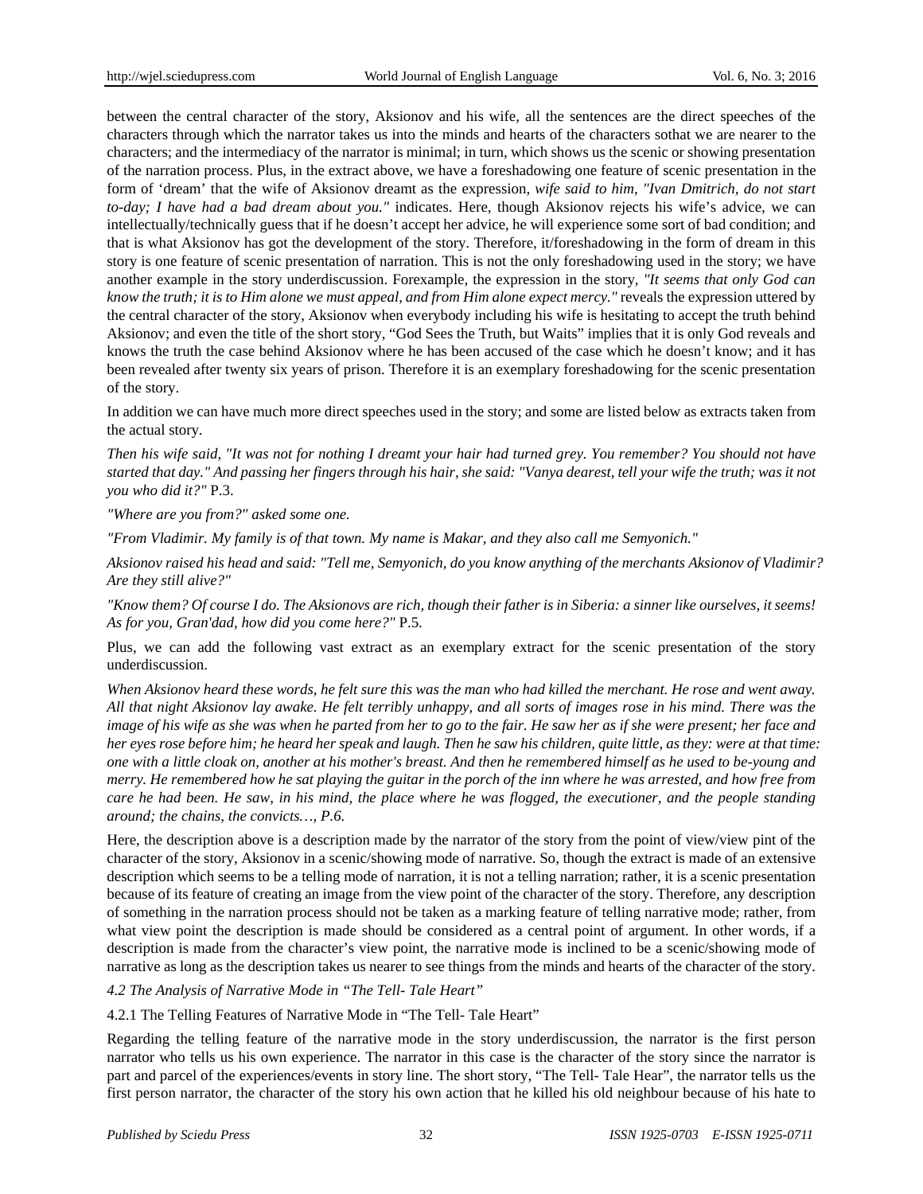between the central character of the story, Aksionov and his wife, all the sentences are the direct speeches of the characters through which the narrator takes us into the minds and hearts of the characters sothat we are nearer to the characters; and the intermediacy of the narrator is minimal; in turn, which shows us the scenic or showing presentation of the narration process. Plus, in the extract above, we have a foreshadowing one feature of scenic presentation in the form of 'dream' that the wife of Aksionov dreamt as the expression, *wife said to him, "Ivan Dmitrich, do not start to-day; I have had a bad dream about you."* indicates. Here, though Aksionov rejects his wife's advice, we can intellectually/technically guess that if he doesn't accept her advice, he will experience some sort of bad condition; and that is what Aksionov has got the development of the story. Therefore, it/foreshadowing in the form of dream in this story is one feature of scenic presentation of narration. This is not the only foreshadowing used in the story; we have another example in the story underdiscussion. Forexample, the expression in the story, *"It seems that only God can know the truth; it is to Him alone we must appeal, and from Him alone expect mercy."* reveals the expression uttered by the central character of the story, Aksionov when everybody including his wife is hesitating to accept the truth behind Aksionov; and even the title of the short story, "God Sees the Truth, but Waits" implies that it is only God reveals and knows the truth the case behind Aksionov where he has been accused of the case which he doesn't know; and it has been revealed after twenty six years of prison. Therefore it is an exemplary foreshadowing for the scenic presentation of the story.

In addition we can have much more direct speeches used in the story; and some are listed below as extracts taken from the actual story.

*Then his wife said, "It was not for nothing I dreamt your hair had turned grey. You remember? You should not have started that day." And passing her fingers through his hair, she said: "Vanya dearest, tell your wife the truth; was it not you who did it?"* P.3.

*"Where are you from?" asked some one.*

*"From Vladimir. My family is of that town. My name is Makar, and they also call me Semyonich."*

*Aksionov raised his head and said: "Tell me, Semyonich, do you know anything of the merchants Aksionov of Vladimir? Are they still alive?"*

*"Know them? Of course I do. The Aksionovs are rich, though their father is in Siberia: a sinner like ourselves, it seems! As for you, Gran'dad, how did you come here?"* P.5.

Plus, we can add the following vast extract as an exemplary extract for the scenic presentation of the story underdiscussion.

*When Aksionov heard these words, he felt sure this was the man who had killed the merchant. He rose and went away. All that night Aksionov lay awake. He felt terribly unhappy, and all sorts of images rose in his mind. There was the image of his wife as she was when he parted from her to go to the fair. He saw her as if she were present; her face and her eyes rose before him; he heard her speak and laugh. Then he saw his children, quite little, as they: were at that time: one with a little cloak on, another at his mother's breast. And then he remembered himself as he used to be-young and merry. He remembered how he sat playing the guitar in the porch of the inn where he was arrested, and how free from care he had been. He saw, in his mind, the place where he was flogged, the executioner, and the people standing around; the chains, the convicts…, P.6.*

Here, the description above is a description made by the narrator of the story from the point of view/view pint of the character of the story, Aksionov in a scenic/showing mode of narrative. So, though the extract is made of an extensive description which seems to be a telling mode of narration, it is not a telling narration; rather, it is a scenic presentation because of its feature of creating an image from the view point of the character of the story. Therefore, any description of something in the narration process should not be taken as a marking feature of telling narrative mode; rather, from what view point the description is made should be considered as a central point of argument. In other words, if a description is made from the character's view point, the narrative mode is inclined to be a scenic/showing mode of narrative as long as the description takes us nearer to see things from the minds and hearts of the character of the story.

### *4.2 The Analysis of Narrative Mode in "The Tell- Tale Heart"*

#### 4.2.1 The Telling Features of Narrative Mode in "The Tell- Tale Heart"

Regarding the telling feature of the narrative mode in the story underdiscussion, the narrator is the first person narrator who tells us his own experience. The narrator in this case is the character of the story since the narrator is part and parcel of the experiences/events in story line. The short story, "The Tell- Tale Hear", the narrator tells us the first person narrator, the character of the story his own action that he killed his old neighbour because of his hate to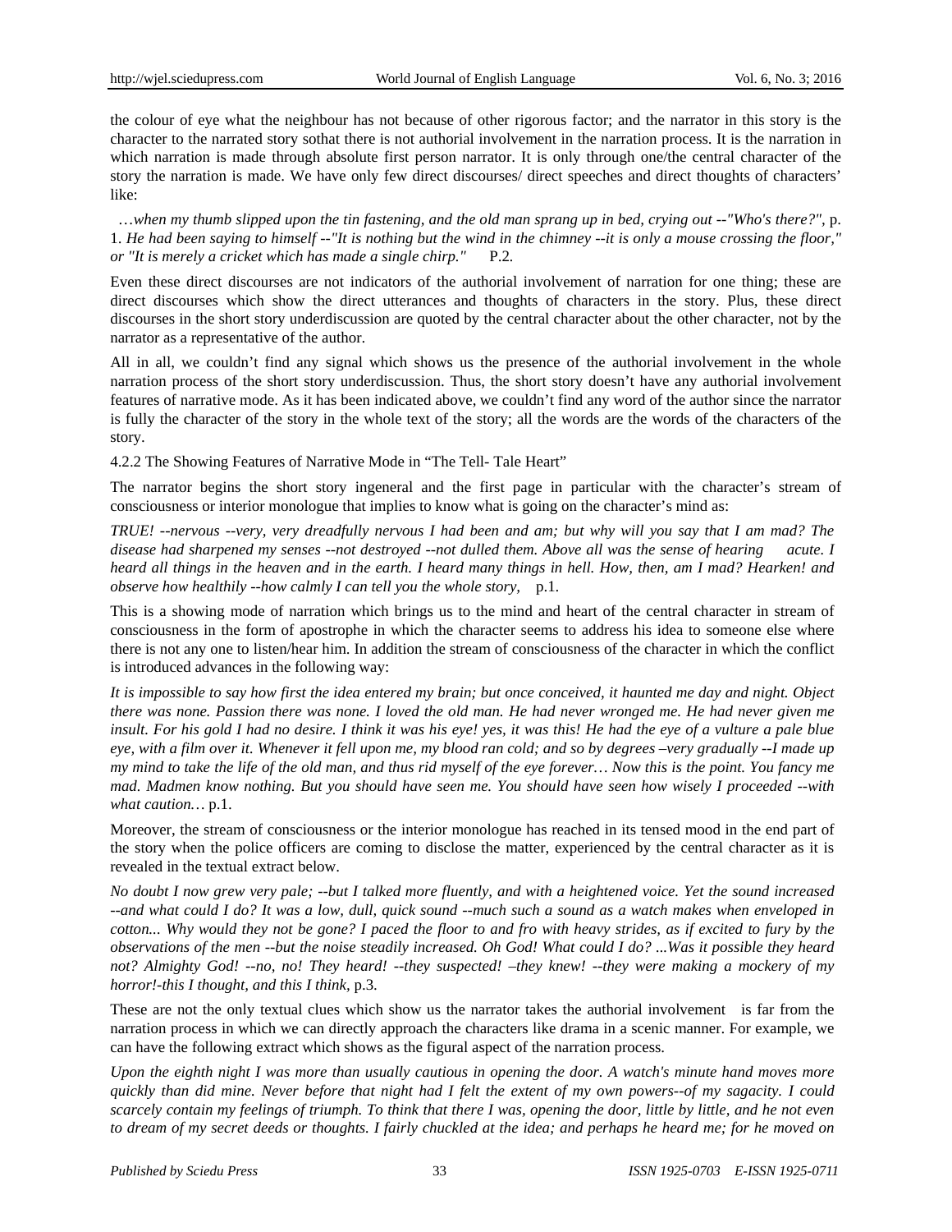the colour of eye what the neighbour has not because of other rigorous factor; and the narrator in this story is the character to the narrated story sothat there is not authorial involvement in the narration process. It is the narration in which narration is made through absolute first person narrator. It is only through one/the central character of the story the narration is made. We have only few direct discourses/ direct speeches and direct thoughts of characters' like:

*…when my thumb slipped upon the tin fastening, and the old man sprang up in bed, crying out --"Who's there?",* p. 1. *He had been saying to himself --"It is nothing but the wind in the chimney --it is only a mouse crossing the floor," or "It is merely a cricket which has made a single chirp."* P.2.

Even these direct discourses are not indicators of the authorial involvement of narration for one thing; these are direct discourses which show the direct utterances and thoughts of characters in the story. Plus, these direct discourses in the short story underdiscussion are quoted by the central character about the other character, not by the narrator as a representative of the author.

All in all, we couldn't find any signal which shows us the presence of the authorial involvement in the whole narration process of the short story underdiscussion. Thus, the short story doesn't have any authorial involvement features of narrative mode. As it has been indicated above, we couldn't find any word of the author since the narrator is fully the character of the story in the whole text of the story; all the words are the words of the characters of the story.

4.2.2 The Showing Features of Narrative Mode in "The Tell- Tale Heart"

The narrator begins the short story ingeneral and the first page in particular with the character's stream of consciousness or interior monologue that implies to know what is going on the character's mind as:

*TRUE! --nervous --very, very dreadfully nervous I had been and am; but why will you say that I am mad? The disease had sharpened my senses --not destroyed --not dulled them. Above all was the sense of hearing acute. I heard all things in the heaven and in the earth. I heard many things in hell. How, then, am I mad? Hearken! and observe how healthily --how calmly I can tell you the whole story,* p.1.

This is a showing mode of narration which brings us to the mind and heart of the central character in stream of consciousness in the form of apostrophe in which the character seems to address his idea to someone else where there is not any one to listen/hear him. In addition the stream of consciousness of the character in which the conflict is introduced advances in the following way:

*It is impossible to say how first the idea entered my brain; but once conceived, it haunted me day and night. Object there was none. Passion there was none. I loved the old man. He had never wronged me. He had never given me insult. For his gold I had no desire. I think it was his eye! yes, it was this! He had the eye of a vulture a pale blue eye, with a film over it. Whenever it fell upon me, my blood ran cold; and so by degrees –very gradually --I made up my mind to take the life of the old man, and thus rid myself of the eye forever… Now this is the point. You fancy me mad. Madmen know nothing. But you should have seen me. You should have seen how wisely I proceeded --with what caution…* p.1.

Moreover, the stream of consciousness or the interior monologue has reached in its tensed mood in the end part of the story when the police officers are coming to disclose the matter, experienced by the central character as it is revealed in the textual extract below.

*No doubt I now grew very pale; --but I talked more fluently, and with a heightened voice. Yet the sound increased --and what could I do? It was a low, dull, quick sound --much such a sound as a watch makes when enveloped in cotton... Why would they not be gone? I paced the floor to and fro with heavy strides, as if excited to fury by the observations of the men --but the noise steadily increased. Oh God! What could I do? ...Was it possible they heard not? Almighty God! --no, no! They heard! --they suspected! –they knew! --they were making a mockery of my horror!-this I thought, and this I think,* p.3.

These are not the only textual clues which show us the narrator takes the authorial involvement is far from the narration process in which we can directly approach the characters like drama in a scenic manner. For example, we can have the following extract which shows as the figural aspect of the narration process.

*Upon the eighth night I was more than usually cautious in opening the door. A watch's minute hand moves more quickly than did mine. Never before that night had I felt the extent of my own powers--of my sagacity. I could scarcely contain my feelings of triumph. To think that there I was, opening the door, little by little, and he not even to dream of my secret deeds or thoughts. I fairly chuckled at the idea; and perhaps he heard me; for he moved on*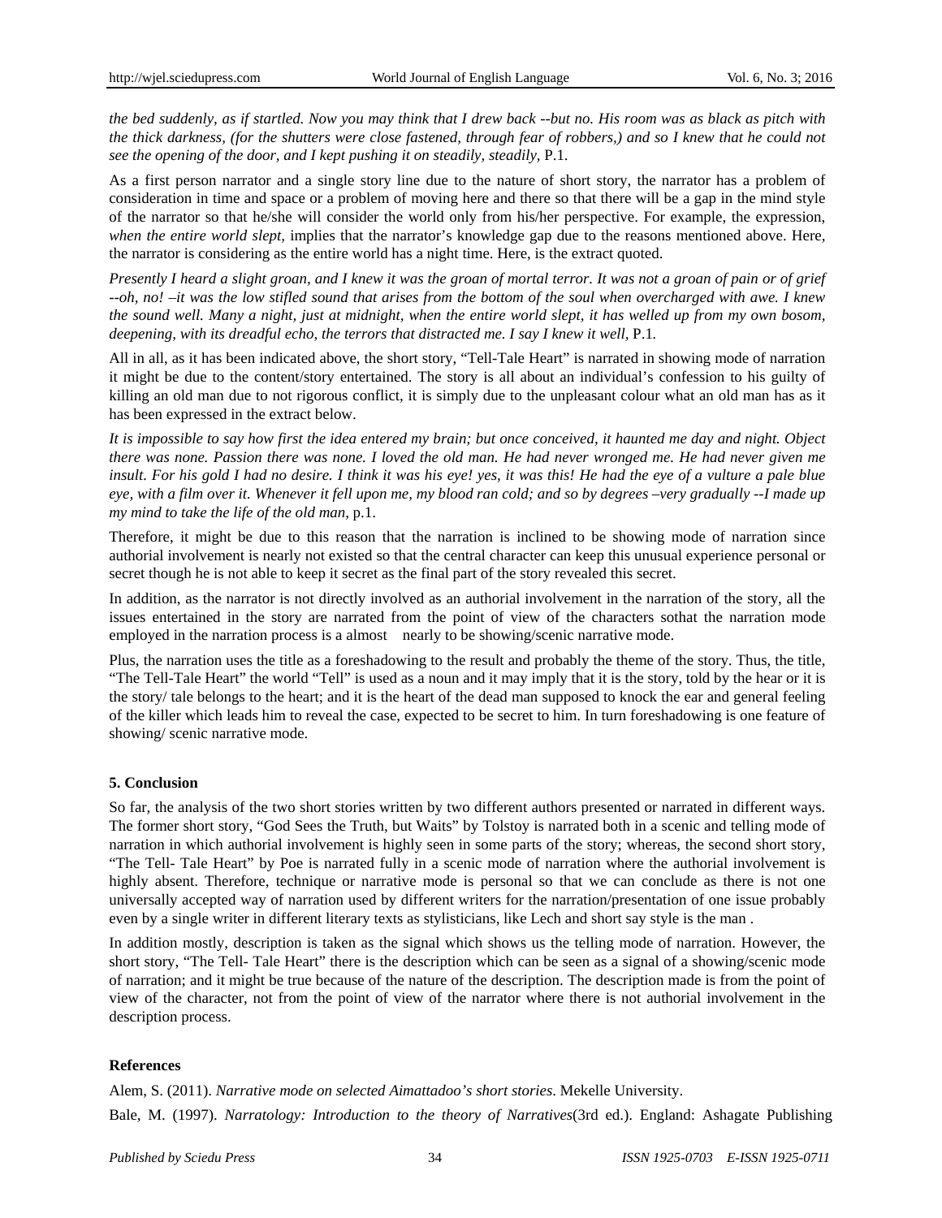*the bed suddenly, as if startled. Now you may think that I drew back --but no. His room was as black as pitch with the thick darkness, (for the shutters were close fastened, through fear of robbers,) and so I knew that he could not see the opening of the door, and I kept pushing it on steadily, steadily,* P.1.

As a first person narrator and a single story line due to the nature of short story, the narrator has a problem of consideration in time and space or a problem of moving here and there so that there will be a gap in the mind style of the narrator so that he/she will consider the world only from his/her perspective. For example, the expression, *when the entire world slept*, implies that the narrator's knowledge gap due to the reasons mentioned above. Here, the narrator is considering as the entire world has a night time. Here, is the extract quoted.

*Presently I heard a slight groan, and I knew it was the groan of mortal terror. It was not a groan of pain or of grief --oh, no! –it was the low stifled sound that arises from the bottom of the soul when overcharged with awe. I knew the sound well. Many a night, just at midnight, when the entire world slept, it has welled up from my own bosom, deepening, with its dreadful echo, the terrors that distracted me. I say I knew it well,* P.1.

All in all, as it has been indicated above, the short story, "Tell-Tale Heart" is narrated in showing mode of narration it might be due to the content/story entertained. The story is all about an individual's confession to his guilty of killing an old man due to not rigorous conflict, it is simply due to the unpleasant colour what an old man has as it has been expressed in the extract below.

*It is impossible to say how first the idea entered my brain; but once conceived, it haunted me day and night. Object there was none. Passion there was none. I loved the old man. He had never wronged me. He had never given me insult. For his gold I had no desire. I think it was his eye! yes, it was this! He had the eye of a vulture a pale blue eye, with a film over it. Whenever it fell upon me, my blood ran cold; and so by degrees –very gradually --I made up my mind to take the life of the old man,* p.1.

Therefore, it might be due to this reason that the narration is inclined to be showing mode of narration since authorial involvement is nearly not existed so that the central character can keep this unusual experience personal or secret though he is not able to keep it secret as the final part of the story revealed this secret.

In addition, as the narrator is not directly involved as an authorial involvement in the narration of the story, all the issues entertained in the story are narrated from the point of view of the characters sothat the narration mode employed in the narration process is a almost nearly to be showing/scenic narrative mode.

Plus, the narration uses the title as a foreshadowing to the result and probably the theme of the story. Thus, the title, "The Tell-Tale Heart" the world "Tell" is used as a noun and it may imply that it is the story, told by the hear or it is the story/ tale belongs to the heart; and it is the heart of the dead man supposed to knock the ear and general feeling of the killer which leads him to reveal the case, expected to be secret to him. In turn foreshadowing is one feature of showing/ scenic narrative mode.

## 5. Conclusion

So far, the analysis of the two short stories written by two different authors presented or narrated in different ways. The former short story, "God Sees the Truth, but Waits" by Tolstoy is narrated both in a scenic and telling mode of narration in which authorial involvement is highly seen in some parts of the story; whereas, the second short story, "The Tell- Tale Heart" by Poe is narrated fully in a scenic mode of narration where the authorial involvement is highly absent. Therefore, technique or narrative mode is personal so that we can conclude as there is not one universally accepted way of narration used by different writers for the narration/presentation of one issue probably even by a single writer in different literary texts as stylisticians, like Lech and short say style is the man .

In addition mostly, description is taken as the signal which shows us the telling mode of narration. However, the short story, "The Tell- Tale Heart" there is the description which can be seen as a signal of a showing/scenic mode of narration; and it might be true because of the nature of the description. The description made is from the point of view of the character, not from the point of view of the narrator where there is not authorial involvement in the description process.

## References

Alem, S. (2011). *Narrative mode on selected Aimattadoo's short stories*. Mekelle University.

Bale, M. (1997). *Narratology: Introduction to the theory of Narratives*(3rd ed.). England: Ashagate Publishing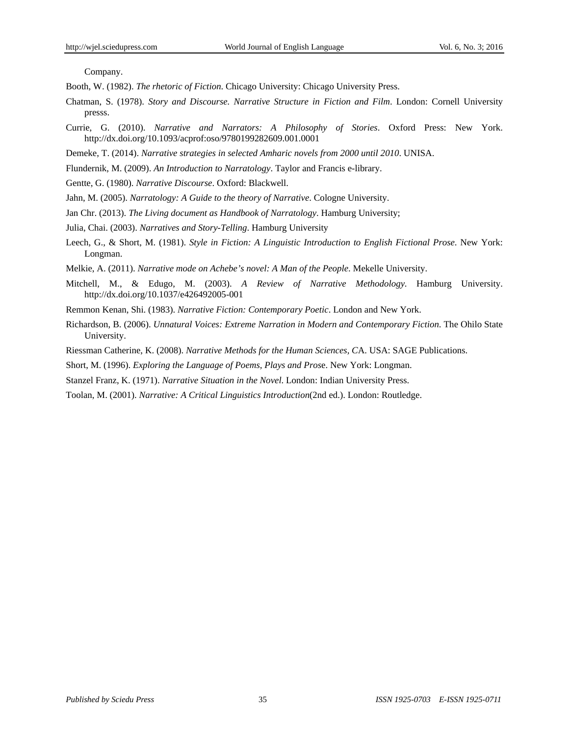Company.

Booth, W. (1982). *The rhetoric of Fiction*. Chicago University: Chicago University Press.

Chatman, S. (1978). *Story and Discourse. Narrative Structure in Fiction and Film*. London: Cornell University presss.

Currie, G. (2010). *Narrative and Narrators: A Philosophy of Stories*. Oxford Press: New York. http://dx.doi.org/10.1093/acprof:oso/9780199282609.001.0001

Demeke, T. (2014). *Narrative strategies in selected Amharic novels from 2000 until 2010*. UNISA.

Flundernik, M. (2009). *An Introduction to Narratology*. Taylor and Francis e-library.

Gentte, G. (1980). *Narrative Discourse*. Oxford: Blackwell.

Jahn, M. (2005). *Narratology: A Guide to the theory of Narrative*. Cologne University.

Jan Chr. (2013). *The Living document as Handbook of Narratology*. Hamburg University;

Julia, Chai. (2003). *Narratives and Story-Telling*. Hamburg University

Leech, G., & Short, M. (1981). *Style in Fiction: A Linguistic Introduction to English Fictional Prose*. New York: Longman.

Melkie, A. (2011). *Narrative mode on Achebe's novel: A Man of the People*. Mekelle University.

Mitchell, M., & Edugo, M. (2003). *A Review of Narrative Methodology*. Hamburg University. http://dx.doi.org/10.1037/e426492005-001

Remmon Kenan, Shi. (1983). *Narrative Fiction: Contemporary Poetic*. London and New York.

Richardson, B. (2006). *Unnatural Voices: Extreme Narration in Modern and Contemporary Fiction*. The Ohilo State University.

Riessman Catherine, K. (2008). *Narrative Methods for the Human Sciences, C*A. USA: SAGE Publications.

Short, M. (1996). *Exploring the Language of Poems, Plays and Pros*e. New York: Longman.

Stanzel Franz, K. (1971). *Narrative Situation in the Novel*. London: Indian University Press.

Toolan, M. (2001). *Narrative: A Critical Linguistics Introduction*(2nd ed.). London: Routledge.